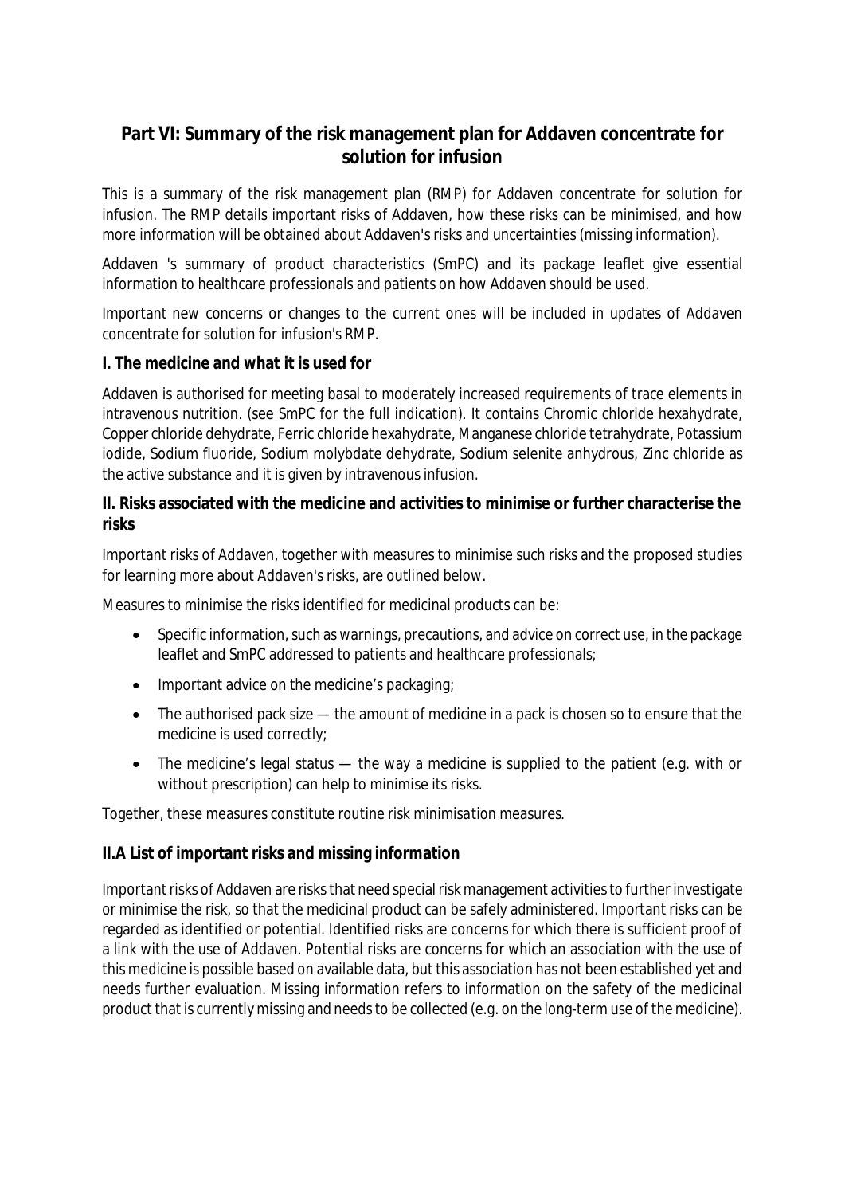## Part VI: Summary of the risk management plan for Addaven concentrate for solution for infusion

This is a summary of the risk management plan (RMP) for Addaven concentrate for solution for infusion. The RMP details important risks of Addaven, how these risks can be minimised, and how more information will be obtained about Addaven's risks and uncertainties (missing information).

Addaven 's summary of product characteristics (SmPC) and its package leaflet give essential information to healthcare professionals and patients on how Addaven should be used.

Important new concerns or changes to the current ones will be included in updates of Addaven concentrate for solution for infusion's RMP.

### I. The medicine and what it is used for

Addaven is authorised for meeting basal to moderately increased requirements of trace elements in intravenous nutrition. (see SmPC for the full indication). It contains Chromic chloride hexahydrate, Copper chloride dehydrate, Ferric chloride hexahydrate, Manganese chloride tetrahydrate, Potassium iodide, Sodium fluoride, Sodium molybdate dehydrate, Sodium selenite anhydrous, Zinc chloride as the active substance and it is given by intravenous infusion.

### II. Risks associated with the medicine and activities to minimise or further characterise the risks

Important risks of Addaven, together with measures to minimise such risks and the proposed studies for learning more about Addaven's risks, are outlined below.

Measures to minimise the risks identified for medicinal products can be:

- Specific information, such as warnings, precautions, and advice on correct use, in the package leaflet and SmPC addressed to patients and healthcare professionals;
- Important advice on the medicine's packaging;
- The authorised pack size — the amount of medicine in a pack is chosen so to ensure that the medicine is used correctly;
- The medicine's legal status — the way a medicine is supplied to the patient (e.g. with or without prescription) can help to minimise its risks.

Together, these measures constitute routine risk minimisation measures.

### II.A List of important risks and missing information

Important risks of Addaven are risks that need special risk management activities to further investigate or minimise the risk, so that the medicinal product can be safely administered. Important risks can be regarded as identified or potential. Identified risks are concerns for which there is sufficient proof of a link with the use of Addaven. Potential risks are concerns for which an association with the use of this medicine is possible based on available data, but this association has not been established yet and needs further evaluation. Missing information refers to information on the safety of the medicinal product that is currently missing and needs to be collected (e.g. on the long-term use of the medicine).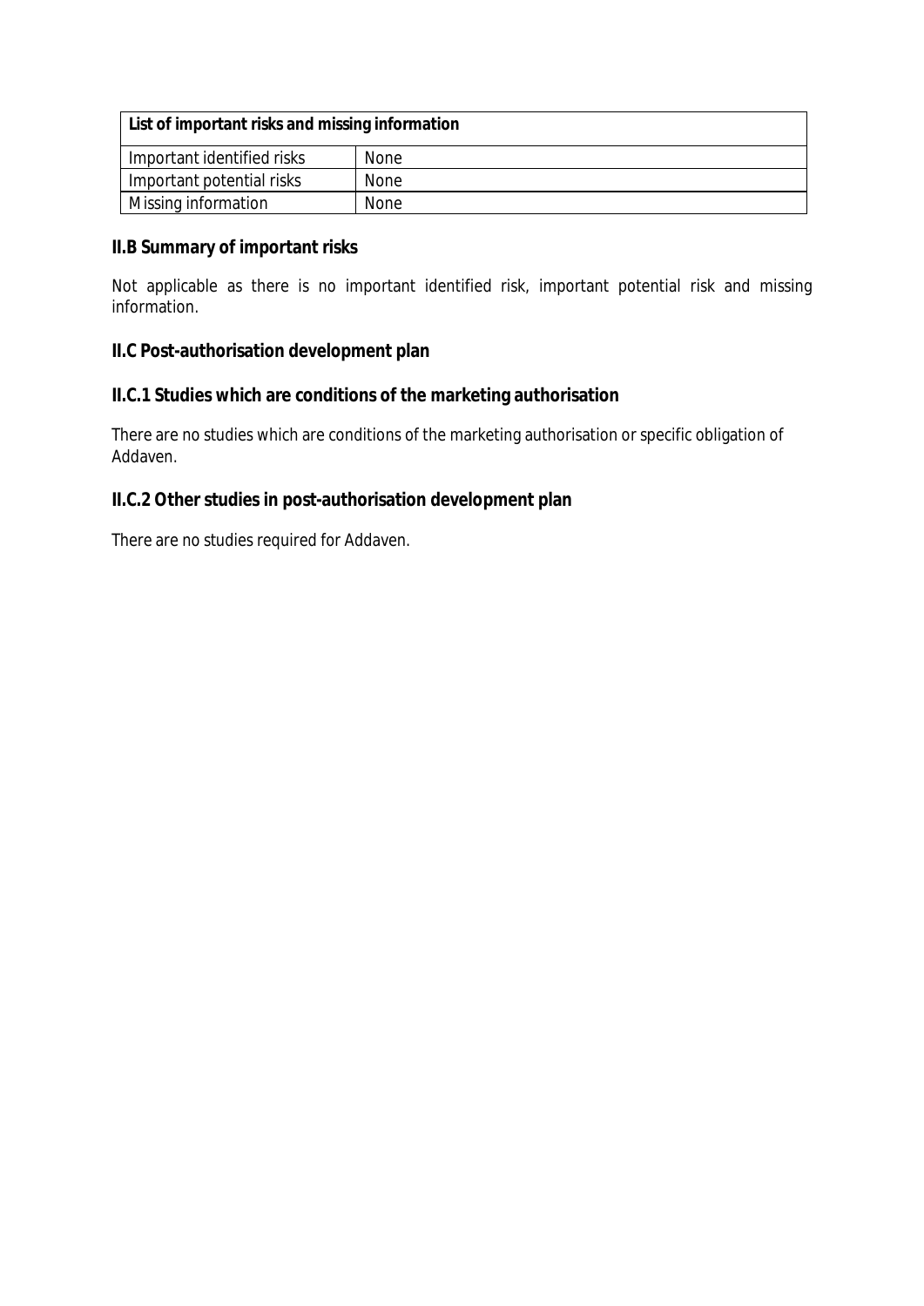| List of important risks and missing information | |
| --- | --- |
| Important identified risks | None |
| Important potential risks | None |
| Missing information | None |

## II.B Summary of important risks

Not applicable as there is no important identified risk, important potential risk and missing information.

## II.C Post-authorisation development plan

### II.C.1 Studies which are conditions of the marketing authorisation

There are no studies which are conditions of the marketing authorisation or specific obligation of Addaven.

### II.C.2 Other studies in post-authorisation development plan

There are no studies required for Addaven.